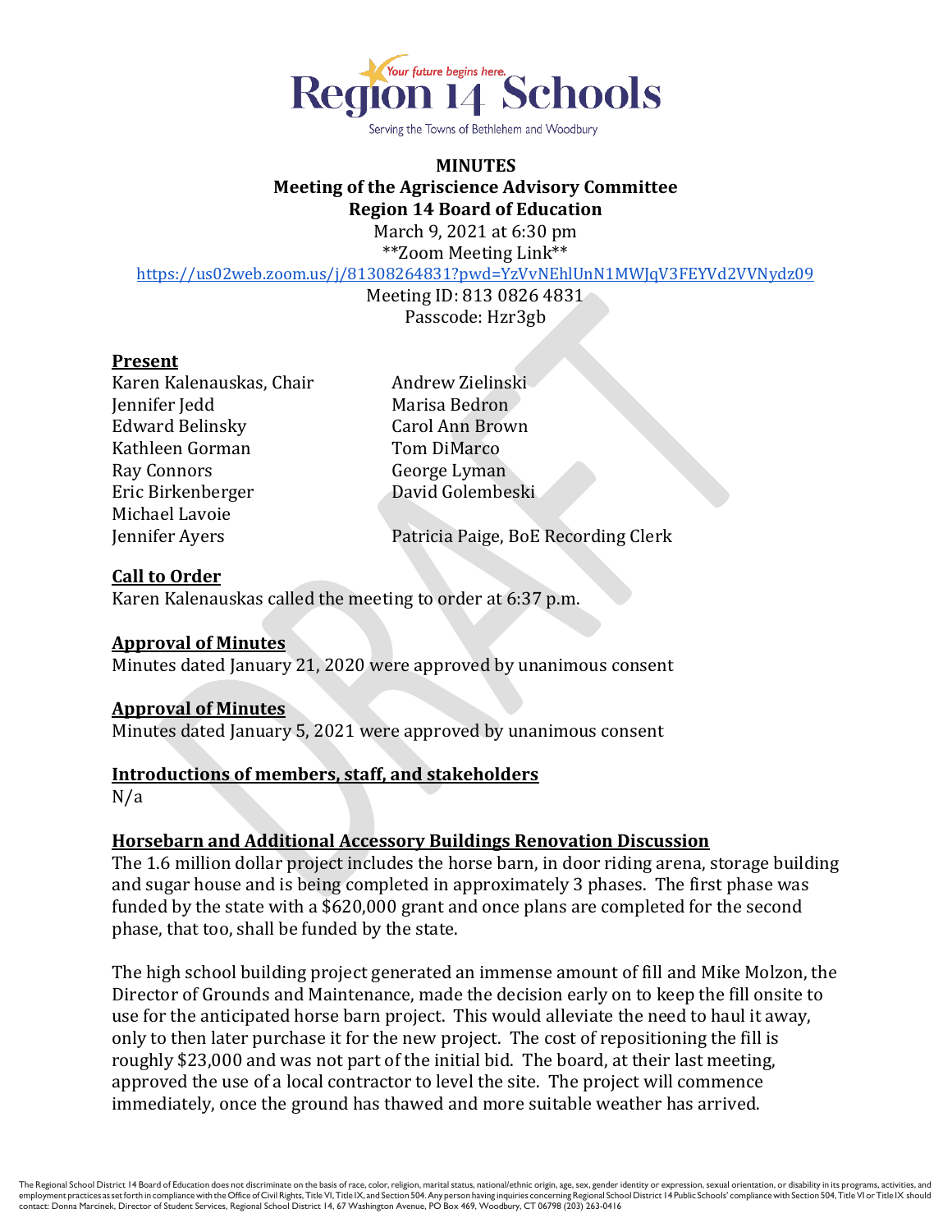Region 14 Schools

Serving the Towns of Bethlehem and Woodbury

**MINUTES**
**Meeting of the Agriscience Advisory Committee**
**Region 14 Board of Education**
March 9, 2021 at 6:30 pm
\*\*Zoom Meeting Link\*\*
https://us02web.zoom.us/j/81308264831?pwd=YzVvNEhlUnN1MWJqV3FEYVd2VVNydz09
Meeting ID: 813 0826 4831
Passcode: Hzr3gb

## Present

Karen Kalenauskas, Chair
Jennifer Jedd
Edward Belinsky
Kathleen Gorman
Ray Connors
Eric Birkenberger
Michael Lavoie
Jennifer Ayers
Andrew Zielinski
Marisa Bedron
Carol Ann Brown
Tom DiMarco
George Lyman
David Golembeski
Patricia Paige, BoE Recording Clerk

## Call to Order

Karen Kalenauskas called the meeting to order at 6:37 p.m.

## Approval of Minutes

Minutes dated January 21, 2020 were approved by unanimous consent

## Approval of Minutes

Minutes dated January 5, 2021 were approved by unanimous consent

## Introductions of members, staff, and stakeholders

N/a

## Horsebarn and Additional Accessory Buildings Renovation Discussion

The 1.6 million dollar project includes the horse barn, in door riding arena, storage building and sugar house and is being completed in approximately 3 phases. The first phase was funded by the state with a $620,000 grant and once plans are completed for the second phase, that too, shall be funded by the state.

The high school building project generated an immense amount of fill and Mike Molzon, the Director of Grounds and Maintenance, made the decision early on to keep the fill onsite to use for the anticipated horse barn project. This would alleviate the need to haul it away, only to then later purchase it for the new project. The cost of repositioning the fill is roughly $23,000 and was not part of the initial bid. The board, at their last meeting, approved the use of a local contractor to level the site. The project will commence immediately, once the ground has thawed and more suitable weather has arrived.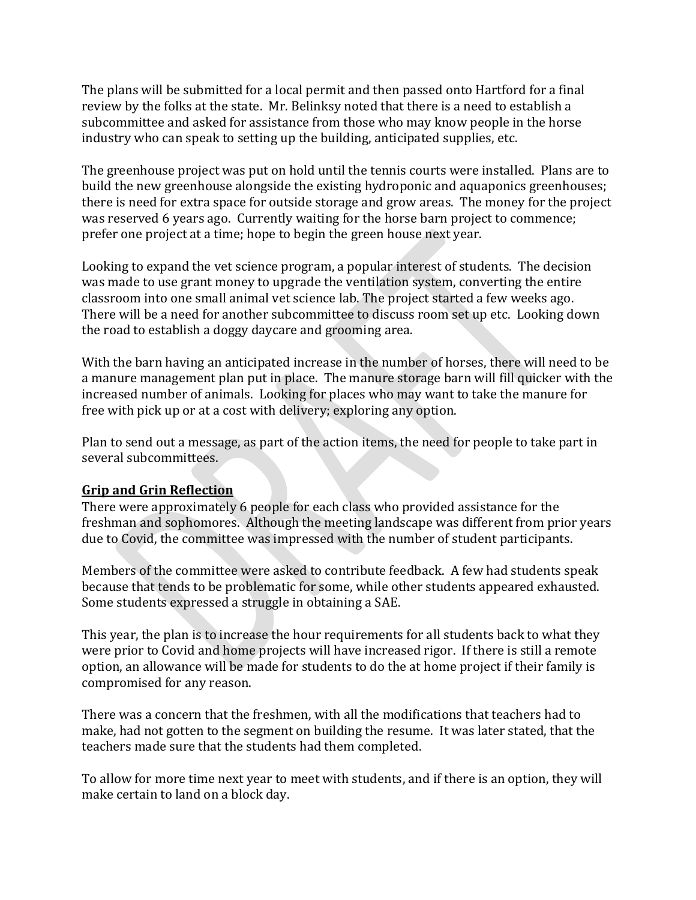The plans will be submitted for a local permit and then passed onto Hartford for a final review by the folks at the state. Mr. Belinksy noted that there is a need to establish a subcommittee and asked for assistance from those who may know people in the horse industry who can speak to setting up the building, anticipated supplies, etc.

The greenhouse project was put on hold until the tennis courts were installed. Plans are to build the new greenhouse alongside the existing hydroponic and aquaponics greenhouses; there is need for extra space for outside storage and grow areas. The money for the project was reserved 6 years ago. Currently waiting for the horse barn project to commence; prefer one project at a time; hope to begin the green house next year.

Looking to expand the vet science program, a popular interest of students. The decision was made to use grant money to upgrade the ventilation system, converting the entire classroom into one small animal vet science lab. The project started a few weeks ago. There will be a need for another subcommittee to discuss room set up etc. Looking down the road to establish a doggy daycare and grooming area.

With the barn having an anticipated increase in the number of horses, there will need to be a manure management plan put in place. The manure storage barn will fill quicker with the increased number of animals. Looking for places who may want to take the manure for free with pick up or at a cost with delivery; exploring any option.

Plan to send out a message, as part of the action items, the need for people to take part in several subcommittees.

**Grip and Grin Reflection**

There were approximately 6 people for each class who provided assistance for the freshman and sophomores. Although the meeting landscape was different from prior years due to Covid, the committee was impressed with the number of student participants.

Members of the committee were asked to contribute feedback. A few had students speak because that tends to be problematic for some, while other students appeared exhausted. Some students expressed a struggle in obtaining a SAE.

This year, the plan is to increase the hour requirements for all students back to what they were prior to Covid and home projects will have increased rigor. If there is still a remote option, an allowance will be made for students to do the at home project if their family is compromised for any reason.

There was a concern that the freshmen, with all the modifications that teachers had to make, had not gotten to the segment on building the resume. It was later stated, that the teachers made sure that the students had them completed.

To allow for more time next year to meet with students, and if there is an option, they will make certain to land on a block day.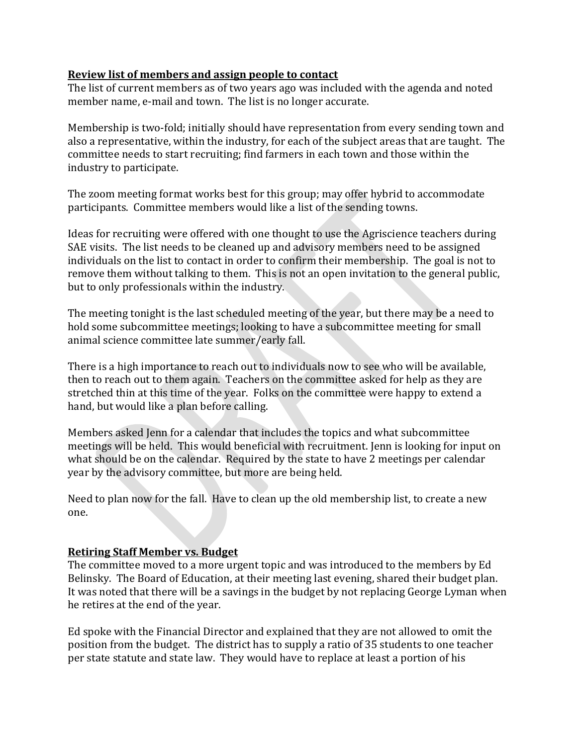**Review list of members and assign people to contact**

The list of current members as of two years ago was included with the agenda and noted member name, e-mail and town. The list is no longer accurate.

Membership is two-fold; initially should have representation from every sending town and also a representative, within the industry, for each of the subject areas that are taught. The committee needs to start recruiting; find farmers in each town and those within the industry to participate.

The zoom meeting format works best for this group; may offer hybrid to accommodate participants. Committee members would like a list of the sending towns.

Ideas for recruiting were offered with one thought to use the Agriscience teachers during SAE visits. The list needs to be cleaned up and advisory members need to be assigned individuals on the list to contact in order to confirm their membership. The goal is not to remove them without talking to them. This is not an open invitation to the general public, but to only professionals within the industry.

The meeting tonight is the last scheduled meeting of the year, but there may be a need to hold some subcommittee meetings; looking to have a subcommittee meeting for small animal science committee late summer/early fall.

There is a high importance to reach out to individuals now to see who will be available, then to reach out to them again. Teachers on the committee asked for help as they are stretched thin at this time of the year. Folks on the committee were happy to extend a hand, but would like a plan before calling.

Members asked Jenn for a calendar that includes the topics and what subcommittee meetings will be held. This would beneficial with recruitment. Jenn is looking for input on what should be on the calendar. Required by the state to have 2 meetings per calendar year by the advisory committee, but more are being held.

Need to plan now for the fall. Have to clean up the old membership list, to create a new one.

**Retiring Staff Member vs. Budget**

The committee moved to a more urgent topic and was introduced to the members by Ed Belinsky. The Board of Education, at their meeting last evening, shared their budget plan. It was noted that there will be a savings in the budget by not replacing George Lyman when he retires at the end of the year.

Ed spoke with the Financial Director and explained that they are not allowed to omit the position from the budget. The district has to supply a ratio of 35 students to one teacher per state statute and state law. They would have to replace at least a portion of his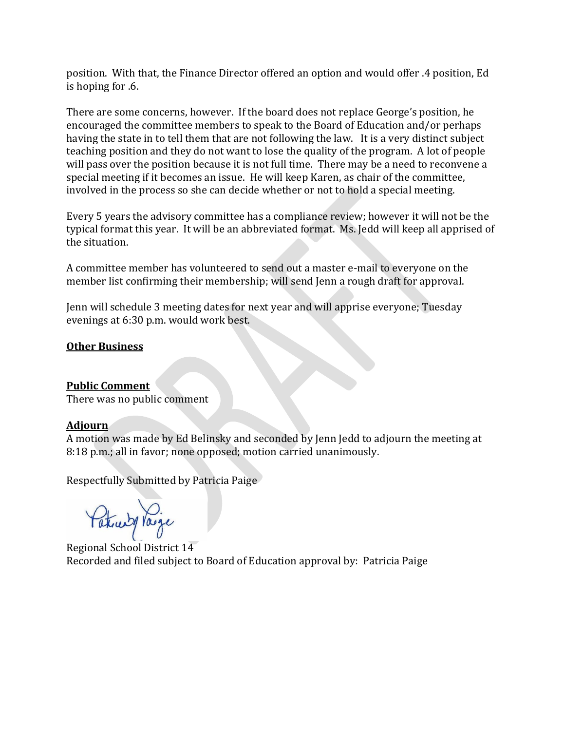position. With that, the Finance Director offered an option and would offer .4 position, Ed is hoping for .6.

There are some concerns, however. If the board does not replace George's position, he encouraged the committee members to speak to the Board of Education and/or perhaps having the state in to tell them that are not following the law. It is a very distinct subject teaching position and they do not want to lose the quality of the program. A lot of people will pass over the position because it is not full time. There may be a need to reconvene a special meeting if it becomes an issue. He will keep Karen, as chair of the committee, involved in the process so she can decide whether or not to hold a special meeting.

Every 5 years the advisory committee has a compliance review; however it will not be the typical format this year. It will be an abbreviated format. Ms. Jedd will keep all apprised of the situation.

A committee member has volunteered to send out a master e-mail to everyone on the member list confirming their membership; will send Jenn a rough draft for approval.

Jenn will schedule 3 meeting dates for next year and will apprise everyone; Tuesday evenings at 6:30 p.m. would work best.

**Other Business**

**Public Comment**
There was no public comment

**Adjourn**
A motion was made by Ed Belinsky and seconded by Jenn Jedd to adjourn the meeting at 8:18 p.m.; all in favor; none opposed; motion carried unanimously.

Respectfully Submitted by Patricia Paige

Patricia Paige

Regional School District 14
Recorded and filed subject to Board of Education approval by: Patricia Paige